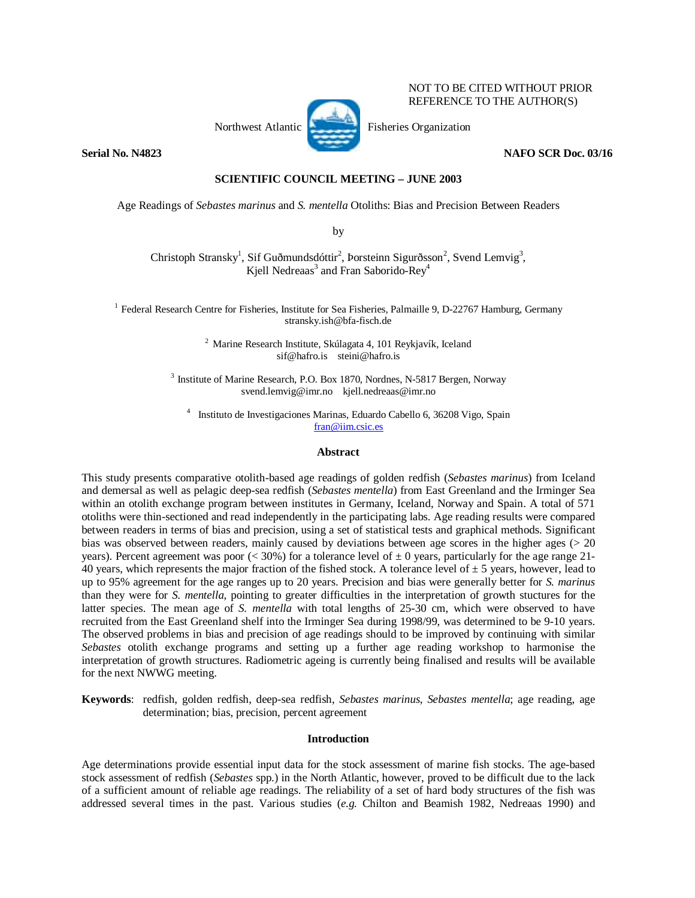NOT TO BE CITED WITHOUT PRIOR REFERENCE TO THE AUTHOR(S)

Northwest Atlantic Fisheries Organization

**Serial No. N4823** **NAFO SCR Doc. 03/16**

**SCIENTIFIC COUNCIL MEETING – JUNE 2003**

Age Readings of *Sebastes marinus* and *S. mentella* Otoliths: Bias and Precision Between Readers

by

Christoph Stransky[1], Sif Guðmundsdóttir[2], Þorsteinn Sigurðsson[2], Svend Lemvig[3], Kjell Nedreaas[3] and Fran Saborido-Rey[4]

[1] Federal Research Centre for Fisheries, Institute for Sea Fisheries, Palmaille 9, D-22767 Hamburg, Germany
stransky.ish@bfa-fisch.de

[2] Marine Research Institute, Skúlagata 4, 101 Reykjavík, Iceland
sif@hafro.is steini@hafro.is

[3] Institute of Marine Research, P.O. Box 1870, Nordnes, N-5817 Bergen, Norway
svend.lemvig@imr.no kjell.nedreaas@imr.no

[4] Instituto de Investigaciones Marinas, Eduardo Cabello 6, 36208 Vigo, Spain
fran@iim.csic.es

## Abstract

This study presents comparative otolith-based age readings of golden redfish (*Sebastes marinus*) from Iceland and demersal as well as pelagic deep-sea redfish (*Sebastes mentella*) from East Greenland and the Irminger Sea within an otolith exchange program between institutes in Germany, Iceland, Norway and Spain. A total of 571 otoliths were thin-sectioned and read independently in the participating labs. Age reading results were compared between readers in terms of bias and precision, using a set of statistical tests and graphical methods. Significant bias was observed between readers, mainly caused by deviations between age scores in the higher ages (> 20 years). Percent agreement was poor (< 30%) for a tolerance level of ± 0 years, particularly for the age range 21-40 years, which represents the major fraction of the fished stock. A tolerance level of ± 5 years, however, lead to up to 95% agreement for the age ranges up to 20 years. Precision and bias were generally better for *S. marinus* than they were for *S. mentella*, pointing to greater difficulties in the interpretation of growth stuctures for the latter species. The mean age of *S. mentella* with total lengths of 25-30 cm, which were observed to have recruited from the East Greenland shelf into the Irminger Sea during 1998/99, was determined to be 9-10 years. The observed problems in bias and precision of age readings should to be improved by continuing with similar *Sebastes* otolith exchange programs and setting up a further age reading workshop to harmonise the interpretation of growth structures. Radiometric ageing is currently being finalised and results will be available for the next NWWG meeting.

**Keywords**: redfish, golden redfish, deep-sea redfish, *Sebastes marinus*, *Sebastes mentella*; age reading, age determination; bias, precision, percent agreement

## Introduction

Age determinations provide essential input data for the stock assessment of marine fish stocks. The age-based stock assessment of redfish (*Sebastes* spp.) in the North Atlantic, however, proved to be difficult due to the lack of a sufficient amount of reliable age readings. The reliability of a set of hard body structures of the fish was addressed several times in the past. Various studies (*e.g.* Chilton and Beamish 1982, Nedreaas 1990) and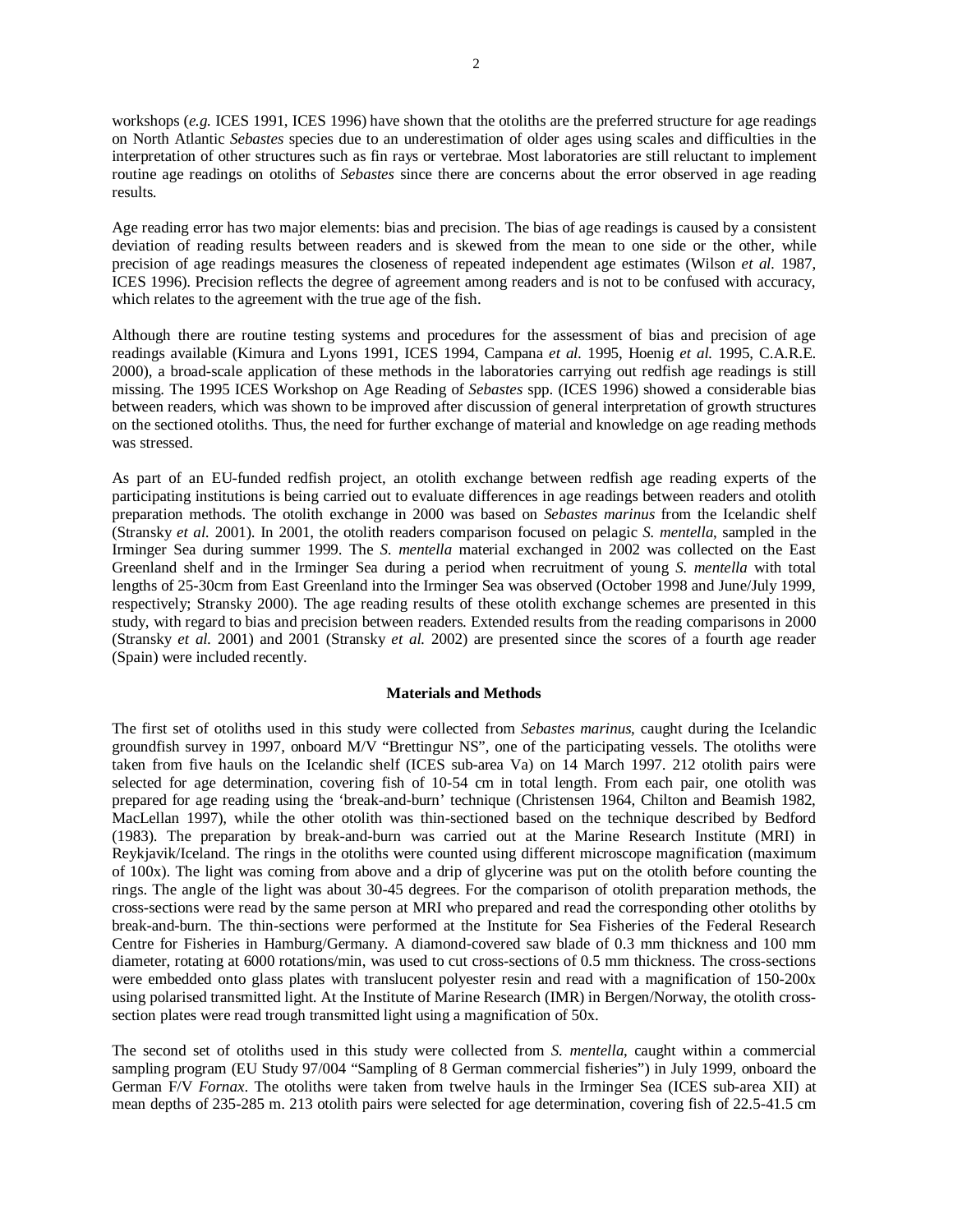workshops (*e.g.* ICES 1991, ICES 1996) have shown that the otoliths are the preferred structure for age readings on North Atlantic *Sebastes* species due to an underestimation of older ages using scales and difficulties in the interpretation of other structures such as fin rays or vertebrae. Most laboratories are still reluctant to implement routine age readings on otoliths of *Sebastes* since there are concerns about the error observed in age reading results.

Age reading error has two major elements: bias and precision. The bias of age readings is caused by a consistent deviation of reading results between readers and is skewed from the mean to one side or the other, while precision of age readings measures the closeness of repeated independent age estimates (Wilson *et al.* 1987, ICES 1996). Precision reflects the degree of agreement among readers and is not to be confused with accuracy, which relates to the agreement with the true age of the fish.

Although there are routine testing systems and procedures for the assessment of bias and precision of age readings available (Kimura and Lyons 1991, ICES 1994, Campana *et al.* 1995, Hoenig *et al.* 1995, C.A.R.E. 2000), a broad-scale application of these methods in the laboratories carrying out redfish age readings is still missing. The 1995 ICES Workshop on Age Reading of *Sebastes* spp. (ICES 1996) showed a considerable bias between readers, which was shown to be improved after discussion of general interpretation of growth structures on the sectioned otoliths. Thus, the need for further exchange of material and knowledge on age reading methods was stressed.

As part of an EU-funded redfish project, an otolith exchange between redfish age reading experts of the participating institutions is being carried out to evaluate differences in age readings between readers and otolith preparation methods. The otolith exchange in 2000 was based on *Sebastes marinus* from the Icelandic shelf (Stransky *et al.* 2001). In 2001, the otolith readers comparison focused on pelagic *S. mentella*, sampled in the Irminger Sea during summer 1999. The *S. mentella* material exchanged in 2002 was collected on the East Greenland shelf and in the Irminger Sea during a period when recruitment of young *S. mentella* with total lengths of 25-30cm from East Greenland into the Irminger Sea was observed (October 1998 and June/July 1999, respectively; Stransky 2000). The age reading results of these otolith exchange schemes are presented in this study, with regard to bias and precision between readers. Extended results from the reading comparisons in 2000 (Stransky *et al.* 2001) and 2001 (Stransky *et al.* 2002) are presented since the scores of a fourth age reader (Spain) were included recently.

## Materials and Methods

The first set of otoliths used in this study were collected from *Sebastes marinus*, caught during the Icelandic groundfish survey in 1997, onboard M/V "Brettingur NS", one of the participating vessels. The otoliths were taken from five hauls on the Icelandic shelf (ICES sub-area Va) on 14 March 1997. 212 otolith pairs were selected for age determination, covering fish of 10-54 cm in total length. From each pair, one otolith was prepared for age reading using the 'break-and-burn' technique (Christensen 1964, Chilton and Beamish 1982, MacLellan 1997), while the other otolith was thin-sectioned based on the technique described by Bedford (1983). The preparation by break-and-burn was carried out at the Marine Research Institute (MRI) in Reykjavik/Iceland. The rings in the otoliths were counted using different microscope magnification (maximum of 100x). The light was coming from above and a drip of glycerine was put on the otolith before counting the rings. The angle of the light was about 30-45 degrees. For the comparison of otolith preparation methods, the cross-sections were read by the same person at MRI who prepared and read the corresponding other otoliths by break-and-burn. The thin-sections were performed at the Institute for Sea Fisheries of the Federal Research Centre for Fisheries in Hamburg/Germany. A diamond-covered saw blade of 0.3 mm thickness and 100 mm diameter, rotating at 6000 rotations/min, was used to cut cross-sections of 0.5 mm thickness. The cross-sections were embedded onto glass plates with translucent polyester resin and read with a magnification of 150-200x using polarised transmitted light. At the Institute of Marine Research (IMR) in Bergen/Norway, the otolith cross-section plates were read trough transmitted light using a magnification of 50x.

The second set of otoliths used in this study were collected from *S. mentella*, caught within a commercial sampling program (EU Study 97/004 "Sampling of 8 German commercial fisheries") in July 1999, onboard the German F/V *Fornax*. The otoliths were taken from twelve hauls in the Irminger Sea (ICES sub-area XII) at mean depths of 235-285 m. 213 otolith pairs were selected for age determination, covering fish of 22.5-41.5 cm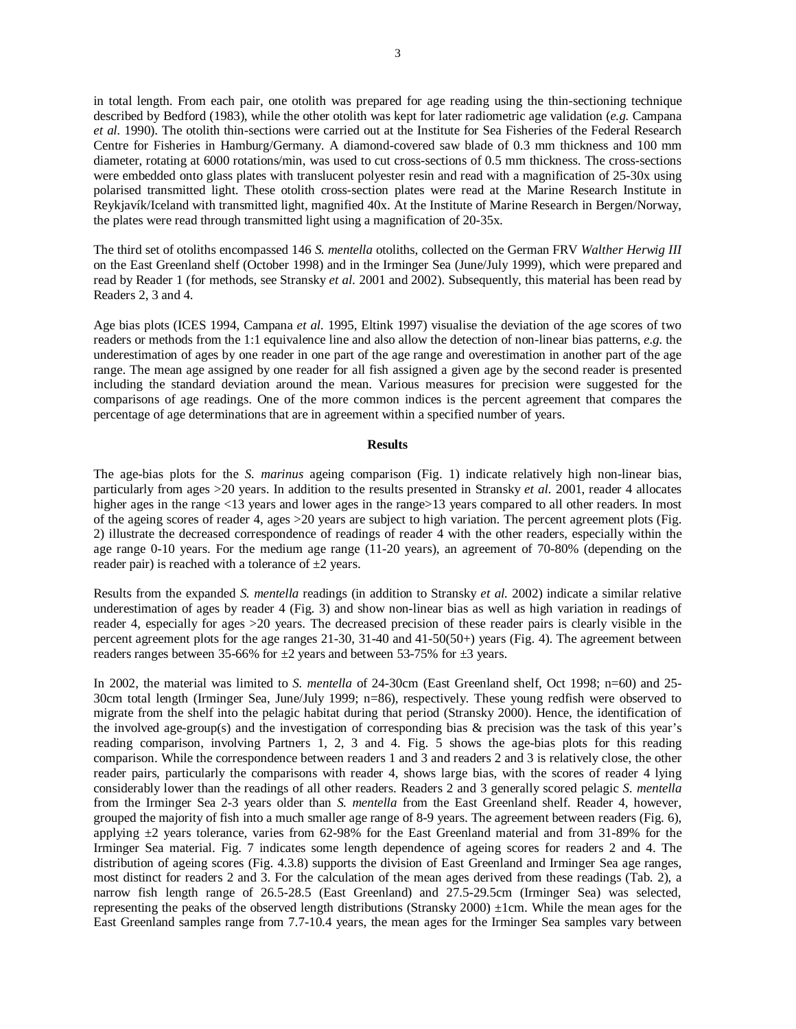in total length. From each pair, one otolith was prepared for age reading using the thin-sectioning technique described by Bedford (1983), while the other otolith was kept for later radiometric age validation (*e.g.* Campana *et al.* 1990). The otolith thin-sections were carried out at the Institute for Sea Fisheries of the Federal Research Centre for Fisheries in Hamburg/Germany. A diamond-covered saw blade of 0.3 mm thickness and 100 mm diameter, rotating at 6000 rotations/min, was used to cut cross-sections of 0.5 mm thickness. The cross-sections were embedded onto glass plates with translucent polyester resin and read with a magnification of 25-30x using polarised transmitted light. These otolith cross-section plates were read at the Marine Research Institute in Reykjavík/Iceland with transmitted light, magnified 40x. At the Institute of Marine Research in Bergen/Norway, the plates were read through transmitted light using a magnification of 20-35x.

The third set of otoliths encompassed 146 *S. mentella* otoliths, collected on the German FRV *Walther Herwig III* on the East Greenland shelf (October 1998) and in the Irminger Sea (June/July 1999), which were prepared and read by Reader 1 (for methods, see Stransky *et al.* 2001 and 2002). Subsequently, this material has been read by Readers 2, 3 and 4.

Age bias plots (ICES 1994, Campana *et al.* 1995, Eltink 1997) visualise the deviation of the age scores of two readers or methods from the 1:1 equivalence line and also allow the detection of non-linear bias patterns, *e.g.* the underestimation of ages by one reader in one part of the age range and overestimation in another part of the age range. The mean age assigned by one reader for all fish assigned a given age by the second reader is presented including the standard deviation around the mean. Various measures for precision were suggested for the comparisons of age readings. One of the more common indices is the percent agreement that compares the percentage of age determinations that are in agreement within a specified number of years.

## Results

The age-bias plots for the *S. marinus* ageing comparison (Fig. 1) indicate relatively high non-linear bias, particularly from ages >20 years. In addition to the results presented in Stransky *et al.* 2001, reader 4 allocates higher ages in the range <13 years and lower ages in the range>13 years compared to all other readers. In most of the ageing scores of reader 4, ages >20 years are subject to high variation. The percent agreement plots (Fig. 2) illustrate the decreased correspondence of readings of reader 4 with the other readers, especially within the age range 0-10 years. For the medium age range (11-20 years), an agreement of 70-80% (depending on the reader pair) is reached with a tolerance of ±2 years.

Results from the expanded *S. mentella* readings (in addition to Stransky *et al.* 2002) indicate a similar relative underestimation of ages by reader 4 (Fig. 3) and show non-linear bias as well as high variation in readings of reader 4, especially for ages >20 years. The decreased precision of these reader pairs is clearly visible in the percent agreement plots for the age ranges 21-30, 31-40 and 41-50(50+) years (Fig. 4). The agreement between readers ranges between 35-66% for ±2 years and between 53-75% for ±3 years.

In 2002, the material was limited to *S. mentella* of 24-30cm (East Greenland shelf, Oct 1998; n=60) and 25-30cm total length (Irminger Sea, June/July 1999; n=86), respectively. These young redfish were observed to migrate from the shelf into the pelagic habitat during that period (Stransky 2000). Hence, the identification of the involved age-group(s) and the investigation of corresponding bias & precision was the task of this year's reading comparison, involving Partners 1, 2, 3 and 4. Fig. 5 shows the age-bias plots for this reading comparison. While the correspondence between readers 1 and 3 and readers 2 and 3 is relatively close, the other reader pairs, particularly the comparisons with reader 4, shows large bias, with the scores of reader 4 lying considerably lower than the readings of all other readers. Readers 2 and 3 generally scored pelagic *S. mentella* from the Irminger Sea 2-3 years older than *S. mentella* from the East Greenland shelf. Reader 4, however, grouped the majority of fish into a much smaller age range of 8-9 years. The agreement between readers (Fig. 6), applying ±2 years tolerance, varies from 62-98% for the East Greenland material and from 31-89% for the Irminger Sea material. Fig. 7 indicates some length dependence of ageing scores for readers 2 and 4. The distribution of ageing scores (Fig. 4.3.8) supports the division of East Greenland and Irminger Sea age ranges, most distinct for readers 2 and 3. For the calculation of the mean ages derived from these readings (Tab. 2), a narrow fish length range of 26.5-28.5 (East Greenland) and 27.5-29.5cm (Irminger Sea) was selected, representing the peaks of the observed length distributions (Stransky 2000) ±1cm. While the mean ages for the East Greenland samples range from 7.7-10.4 years, the mean ages for the Irminger Sea samples vary between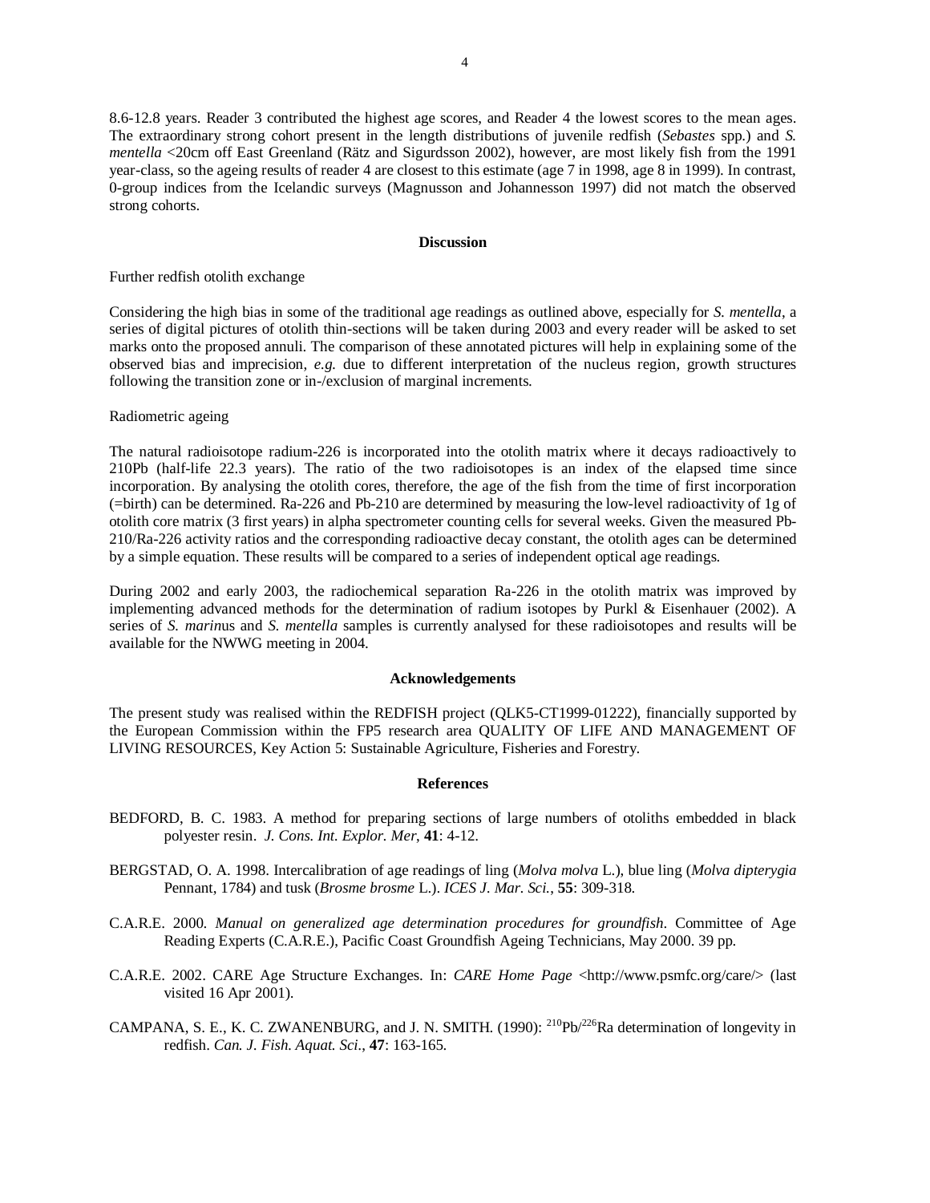8.6-12.8 years. Reader 3 contributed the highest age scores, and Reader 4 the lowest scores to the mean ages. The extraordinary strong cohort present in the length distributions of juvenile redfish (*Sebastes* spp.) and *S. mentella* <20cm off East Greenland (Rätz and Sigurdsson 2002), however, are most likely fish from the 1991 year-class, so the ageing results of reader 4 are closest to this estimate (age 7 in 1998, age 8 in 1999). In contrast, 0-group indices from the Icelandic surveys (Magnusson and Johannesson 1997) did not match the observed strong cohorts.

## Discussion

Further redfish otolith exchange

Considering the high bias in some of the traditional age readings as outlined above, especially for *S. mentella*, a series of digital pictures of otolith thin-sections will be taken during 2003 and every reader will be asked to set marks onto the proposed annuli. The comparison of these annotated pictures will help in explaining some of the observed bias and imprecision, *e.g.* due to different interpretation of the nucleus region, growth structures following the transition zone or in-/exclusion of marginal increments.

Radiometric ageing

The natural radioisotope radium-226 is incorporated into the otolith matrix where it decays radioactively to 210Pb (half-life 22.3 years). The ratio of the two radioisotopes is an index of the elapsed time since incorporation. By analysing the otolith cores, therefore, the age of the fish from the time of first incorporation (=birth) can be determined. Ra-226 and Pb-210 are determined by measuring the low-level radioactivity of 1g of otolith core matrix (3 first years) in alpha spectrometer counting cells for several weeks. Given the measured Pb-210/Ra-226 activity ratios and the corresponding radioactive decay constant, the otolith ages can be determined by a simple equation. These results will be compared to a series of independent optical age readings.

During 2002 and early 2003, the radiochemical separation Ra-226 in the otolith matrix was improved by implementing advanced methods for the determination of radium isotopes by Purkl & Eisenhauer (2002). A series of *S. marin*us and *S. mentella* samples is currently analysed for these radioisotopes and results will be available for the NWWG meeting in 2004.

## Acknowledgements

The present study was realised within the REDFISH project (QLK5-CT1999-01222), financially supported by the European Commission within the FP5 research area QUALITY OF LIFE AND MANAGEMENT OF LIVING RESOURCES, Key Action 5: Sustainable Agriculture, Fisheries and Forestry.

## References

BEDFORD, B. C. 1983. A method for preparing sections of large numbers of otoliths embedded in black polyester resin. *J. Cons. Int. Explor. Mer*, **41**: 4-12.

BERGSTAD, O. A. 1998. Intercalibration of age readings of ling (*Molva molva* L.), blue ling (*Molva dipterygia* Pennant, 1784) and tusk (*Brosme brosme* L.). *ICES J. Mar. Sci.*, **55**: 309-318.

C.A.R.E. 2000. *Manual on generalized age determination procedures for groundfish*. Committee of Age Reading Experts (C.A.R.E.), Pacific Coast Groundfish Ageing Technicians, May 2000. 39 pp.

C.A.R.E. 2002. CARE Age Structure Exchanges. In: *CARE Home Page* <http://www.psmfc.org/care/> (last visited 16 Apr 2001).

CAMPANA, S. E., K. C. ZWANENBURG, and J. N. SMITH. (1990): $^{210}$Pb/$^{226}$Ra determination of longevity in redfish. *Can. J. Fish. Aquat. Sci.*, **47**: 163-165.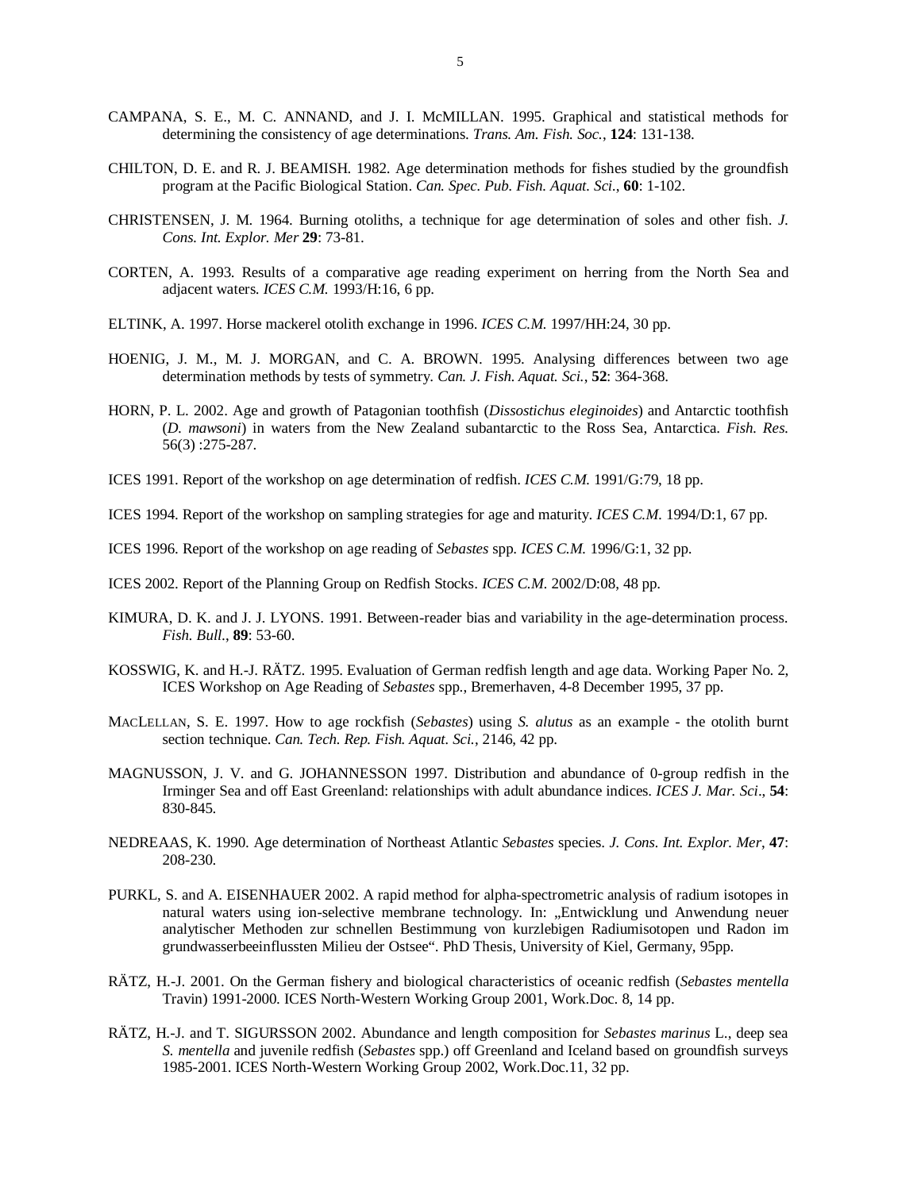CAMPANA, S. E., M. C. ANNAND, and J. I. McMILLAN. 1995. Graphical and statistical methods for determining the consistency of age determinations. *Trans. Am. Fish. Soc.*, **124**: 131-138.

CHILTON, D. E. and R. J. BEAMISH. 1982. Age determination methods for fishes studied by the groundfish program at the Pacific Biological Station. *Can. Spec. Pub. Fish. Aquat. Sci.*, **60**: 1-102.

CHRISTENSEN, J. M. 1964. Burning otoliths, a technique for age determination of soles and other fish. *J. Cons. Int. Explor. Mer* **29**: 73-81.

CORTEN, A. 1993. Results of a comparative age reading experiment on herring from the North Sea and adjacent waters. *ICES C.M.* 1993/H:16, 6 pp.

ELTINK, A. 1997. Horse mackerel otolith exchange in 1996. *ICES C.M.* 1997/HH:24, 30 pp.

HOENIG, J. M., M. J. MORGAN, and C. A. BROWN. 1995. Analysing differences between two age determination methods by tests of symmetry. *Can. J. Fish. Aquat. Sci.*, **52**: 364-368.

HORN, P. L. 2002. Age and growth of Patagonian toothfish (*Dissostichus eleginoides*) and Antarctic toothfish (*D. mawsoni*) in waters from the New Zealand subantarctic to the Ross Sea, Antarctica. *Fish. Res.* 56(3) :275-287.

ICES 1991. Report of the workshop on age determination of redfish. *ICES C.M.* 1991/G:79, 18 pp.

ICES 1994. Report of the workshop on sampling strategies for age and maturity. *ICES C.M.* 1994/D:1, 67 pp.

ICES 1996. Report of the workshop on age reading of *Sebastes* spp. *ICES C.M.* 1996/G:1, 32 pp.

ICES 2002. Report of the Planning Group on Redfish Stocks. *ICES C.M.* 2002/D:08, 48 pp.

KIMURA, D. K. and J. J. LYONS. 1991. Between-reader bias and variability in the age-determination process. *Fish. Bull.*, **89**: 53-60.

KOSSWIG, K. and H.-J. RÄTZ. 1995. Evaluation of German redfish length and age data. Working Paper No. 2, ICES Workshop on Age Reading of *Sebastes* spp., Bremerhaven, 4-8 December 1995, 37 pp.

MACLELLAN, S. E. 1997. How to age rockfish (*Sebastes*) using *S. alutus* as an example - the otolith burnt section technique. *Can. Tech. Rep. Fish. Aquat. Sci.*, 2146, 42 pp.

MAGNUSSON, J. V. and G. JOHANNESSON 1997. Distribution and abundance of 0-group redfish in the Irminger Sea and off East Greenland: relationships with adult abundance indices. *ICES J. Mar. Sci*., **54**: 830-845.

NEDREAAS, K. 1990. Age determination of Northeast Atlantic *Sebastes* species. *J. Cons. Int. Explor. Mer*, **47**: 208-230.

PURKL, S. and A. EISENHAUER 2002. A rapid method for alpha-spectrometric analysis of radium isotopes in natural waters using ion-selective membrane technology. In: „Entwicklung und Anwendung neuer analytischer Methoden zur schnellen Bestimmung von kurzlebigen Radiumisotopen und Radon im grundwasserbeeinflussten Milieu der Ostsee". PhD Thesis, University of Kiel, Germany, 95pp.

RÄTZ, H.-J. 2001. On the German fishery and biological characteristics of oceanic redfish (*Sebastes mentella* Travin) 1991-2000. ICES North-Western Working Group 2001, Work.Doc. 8, 14 pp.

RÄTZ, H.-J. and T. SIGURSSON 2002. Abundance and length composition for *Sebastes marinus* L., deep sea *S. mentella* and juvenile redfish (*Sebastes* spp.) off Greenland and Iceland based on groundfish surveys 1985-2001. ICES North-Western Working Group 2002, Work.Doc.11, 32 pp.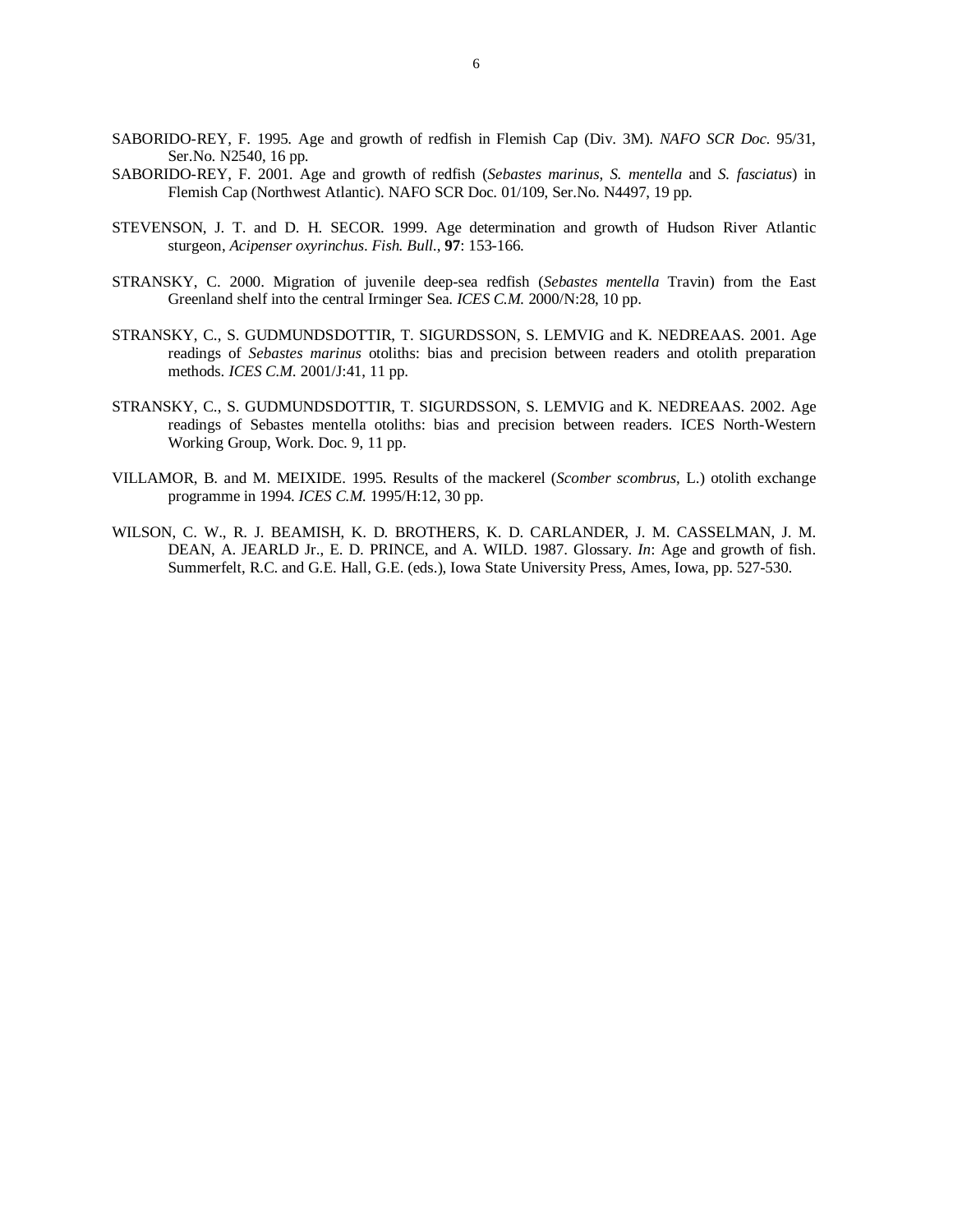SABORIDO-REY, F. 1995. Age and growth of redfish in Flemish Cap (Div. 3M). *NAFO SCR Doc.* 95/31, Ser.No. N2540, 16 pp.

SABORIDO-REY, F. 2001. Age and growth of redfish (*Sebastes marinus*, *S. mentella* and *S. fasciatus*) in Flemish Cap (Northwest Atlantic). NAFO SCR Doc. 01/109, Ser.No. N4497, 19 pp.

STEVENSON, J. T. and D. H. SECOR. 1999. Age determination and growth of Hudson River Atlantic sturgeon, *Acipenser oxyrinchus*. *Fish. Bull.*, **97**: 153-166.

STRANSKY, C. 2000. Migration of juvenile deep-sea redfish (*Sebastes mentella* Travin) from the East Greenland shelf into the central Irminger Sea. *ICES C.M.* 2000/N:28, 10 pp.

STRANSKY, C., S. GUDMUNDSDOTTIR, T. SIGURDSSON, S. LEMVIG and K. NEDREAAS. 2001. Age readings of *Sebastes marinus* otoliths: bias and precision between readers and otolith preparation methods. *ICES C.M.* 2001/J:41, 11 pp.

STRANSKY, C., S. GUDMUNDSDOTTIR, T. SIGURDSSON, S. LEMVIG and K. NEDREAAS. 2002. Age readings of Sebastes mentella otoliths: bias and precision between readers. ICES North-Western Working Group, Work. Doc. 9, 11 pp.

VILLAMOR, B. and M. MEIXIDE. 1995. Results of the mackerel (*Scomber scombrus*, L.) otolith exchange programme in 1994. *ICES C.M.* 1995/H:12, 30 pp.

WILSON, C. W., R. J. BEAMISH, K. D. BROTHERS, K. D. CARLANDER, J. M. CASSELMAN, J. M. DEAN, A. JEARLD Jr., E. D. PRINCE, and A. WILD. 1987. Glossary. *In*: Age and growth of fish. Summerfelt, R.C. and G.E. Hall, G.E. (eds.), Iowa State University Press, Ames, Iowa, pp. 527-530.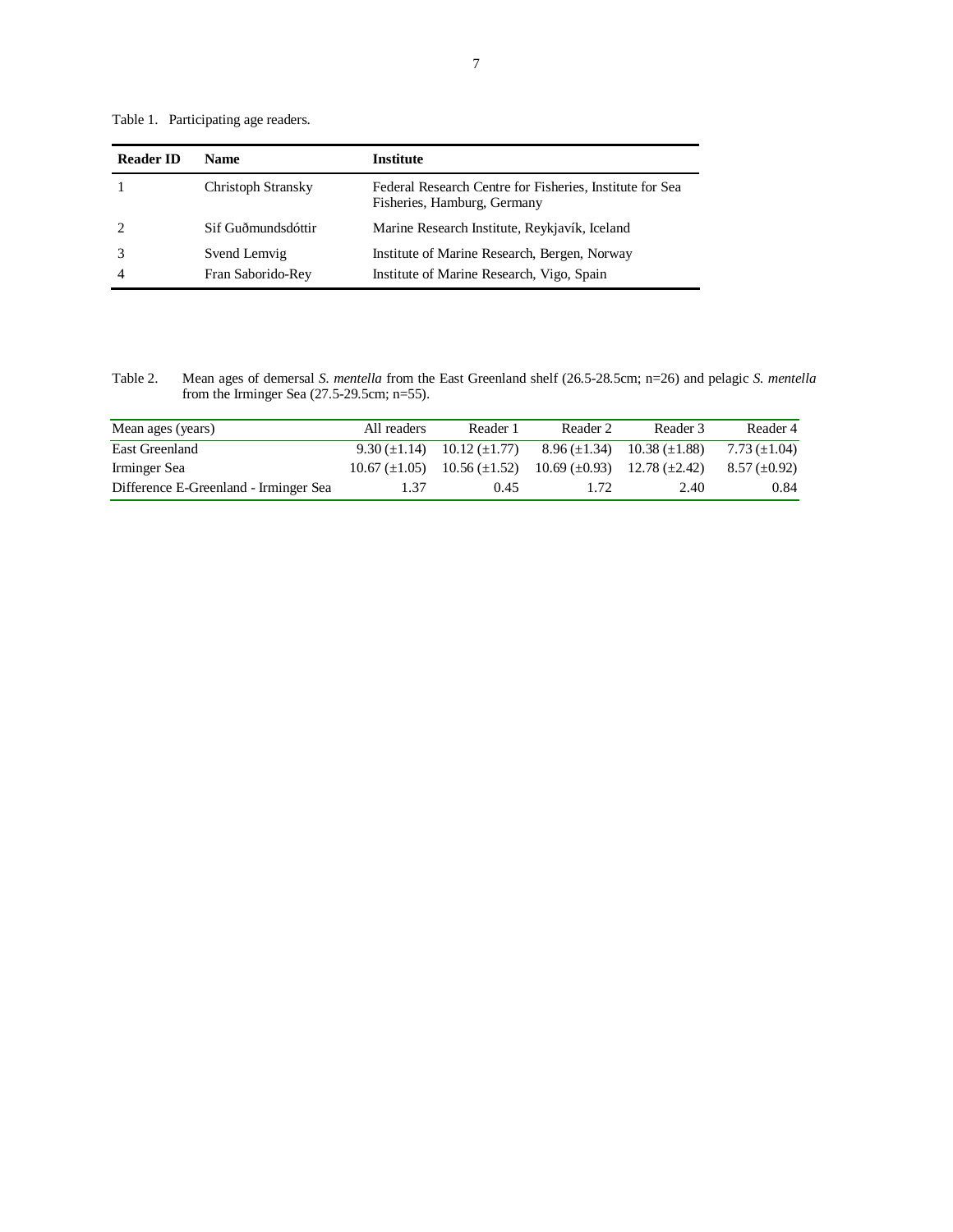Table 1. Participating age readers.

| Reader ID | Name | Institute |
|---|---|---|
| 1 | Christoph Stransky | Federal Research Centre for Fisheries, Institute for Sea Fisheries, Hamburg, Germany |
| 2 | Sif Guðmundsdóttir | Marine Research Institute, Reykjavík, Iceland |
| 3 | Svend Lemvig | Institute of Marine Research, Bergen, Norway |
| 4 | Fran Saborido-Rey | Institute of Marine Research, Vigo, Spain |

Table 2. Mean ages of demersal *S. mentella* from the East Greenland shelf (26.5-28.5cm; n=26) and pelagic *S. mentella* from the Irminger Sea (27.5-29.5cm; n=55).

| Mean ages (years) | All readers | Reader 1 | Reader 2 | Reader 3 | Reader 4 |
|---|---|---|---|---|---|
| East Greenland | 9.30 (±1.14) | 10.12 (±1.77) | 8.96 (±1.34) | 10.38 (±1.88) | 7.73 (±1.04) |
| Irminger Sea | 10.67 (±1.05) | 10.56 (±1.52) | 10.69 (±0.93) | 12.78 (±2.42) | 8.57 (±0.92) |
| Difference E-Greenland - Irminger Sea | 1.37 | 0.45 | 1.72 | 2.40 | 0.84 |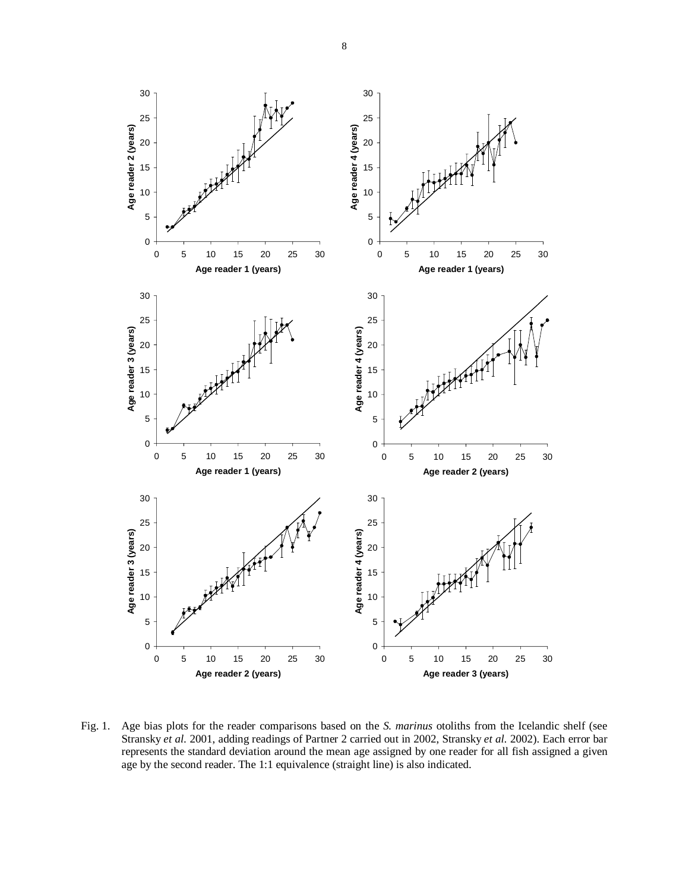Fig. 1. Age bias plots for the reader comparisons based on the *S. marinus* otoliths from the Icelandic shelf (see Stransky *et al.* 2001, adding readings of Partner 2 carried out in 2002, Stransky *et al.* 2002). Each error bar represents the standard deviation around the mean age assigned by one reader for all fish assigned a given age by the second reader. The 1:1 equivalence (straight line) is also indicated.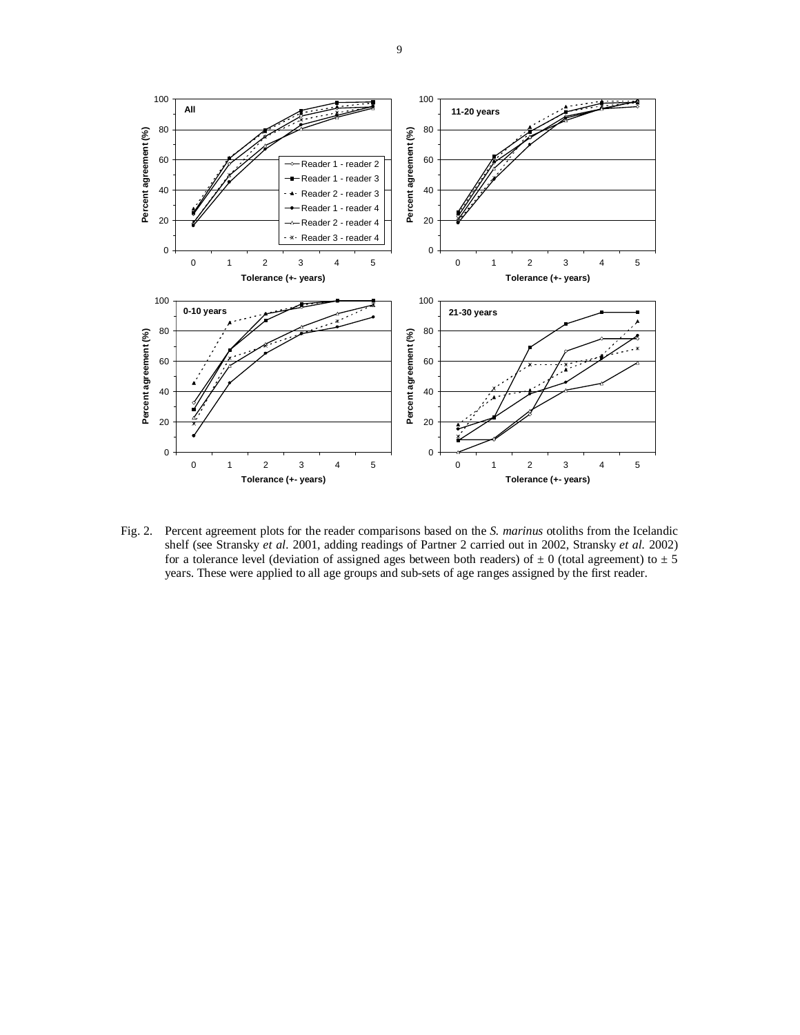Fig. 2. Percent agreement plots for the reader comparisons based on the *S. marinus* otoliths from the Icelandic shelf (see Stransky *et al.* 2001, adding readings of Partner 2 carried out in 2002, Stransky *et al.* 2002) for a tolerance level (deviation of assigned ages between both readers) of ± 0 (total agreement) to ± 5 years. These were applied to all age groups and sub-sets of age ranges assigned by the first reader.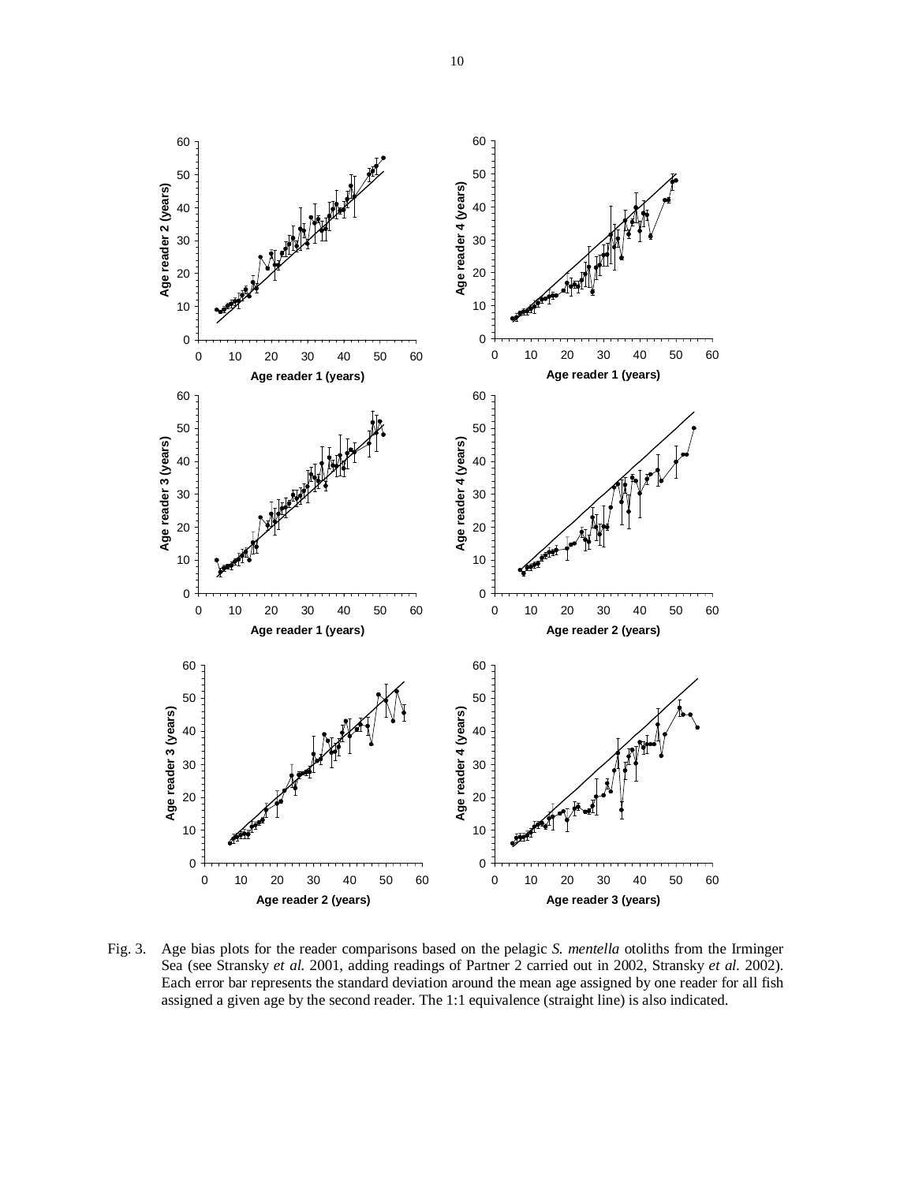Fig. 3. Age bias plots for the reader comparisons based on the pelagic *S. mentella* otoliths from the Irminger Sea (see Stransky *et al.* 2001, adding readings of Partner 2 carried out in 2002, Stransky *et al.* 2002). Each error bar represents the standard deviation around the mean age assigned by one reader for all fish assigned a given age by the second reader. The 1:1 equivalence (straight line) is also indicated.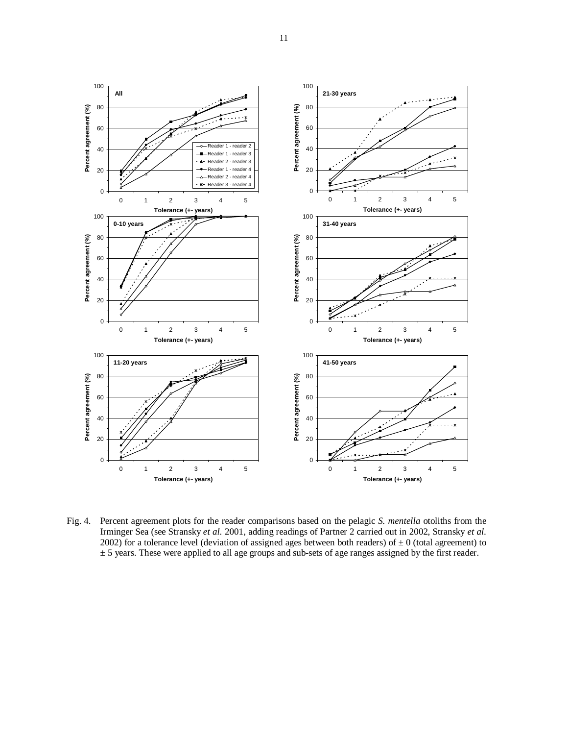Fig. 4. Percent agreement plots for the reader comparisons based on the pelagic *S. mentella* otoliths from the Irminger Sea (see Stransky *et al.* 2001, adding readings of Partner 2 carried out in 2002, Stransky *et al.* 2002) for a tolerance level (deviation of assigned ages between both readers) of ± 0 (total agreement) to ± 5 years. These were applied to all age groups and sub-sets of age ranges assigned by the first reader.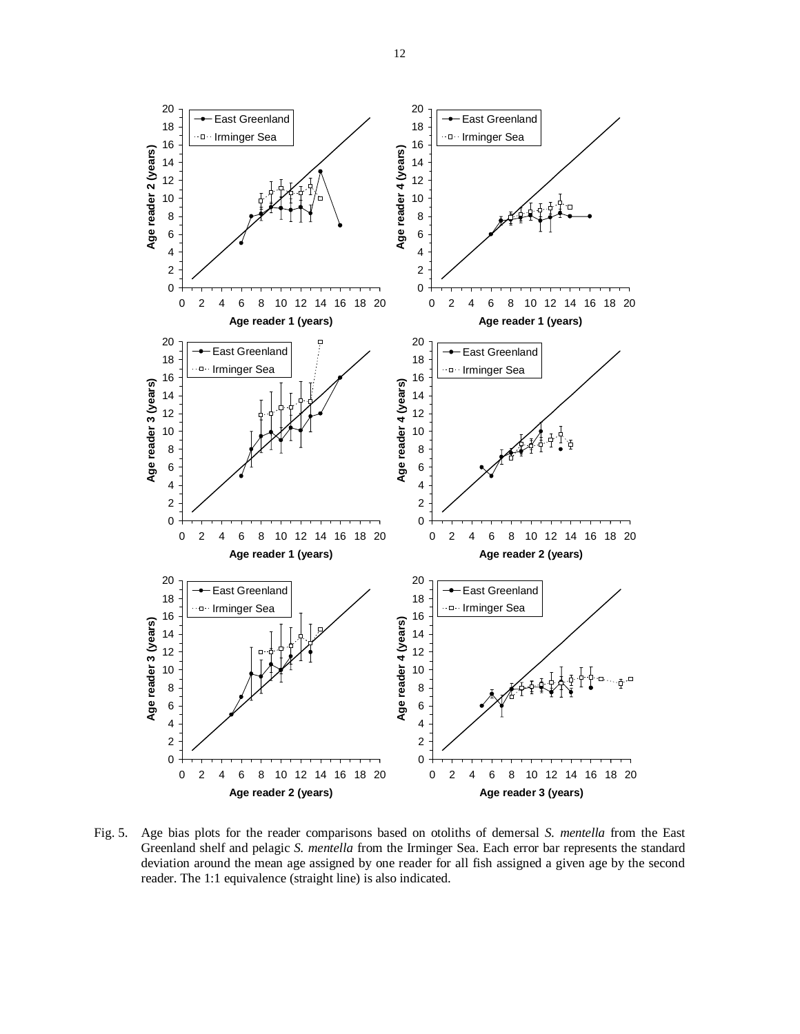Fig. 5. Age bias plots for the reader comparisons based on otoliths of demersal *S. mentella* from the East Greenland shelf and pelagic *S. mentella* from the Irminger Sea. Each error bar represents the standard deviation around the mean age assigned by one reader for all fish assigned a given age by the second reader. The 1:1 equivalence (straight line) is also indicated.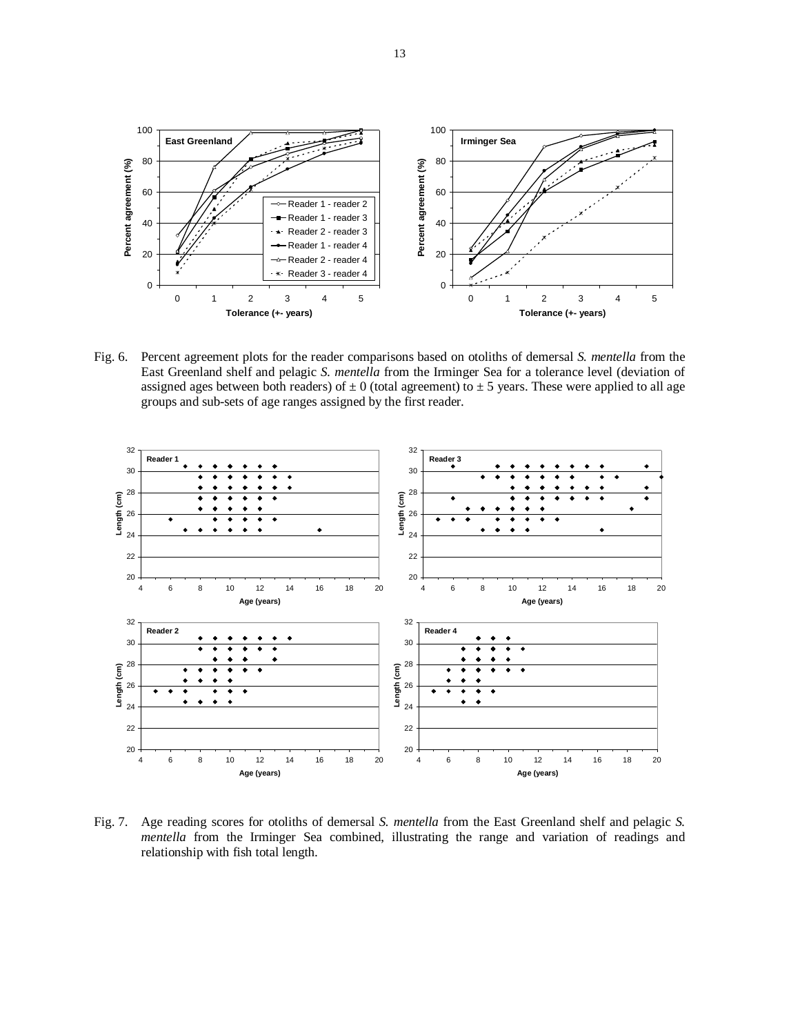Fig. 6. Percent agreement plots for the reader comparisons based on otoliths of demersal *S. mentella* from the East Greenland shelf and pelagic *S. mentella* from the Irminger Sea for a tolerance level (deviation of assigned ages between both readers) of ± 0 (total agreement) to ± 5 years. These were applied to all age groups and sub-sets of age ranges assigned by the first reader.

Fig. 7. Age reading scores for otoliths of demersal *S. mentella* from the East Greenland shelf and pelagic *S. mentella* from the Irminger Sea combined, illustrating the range and variation of readings and relationship with fish total length.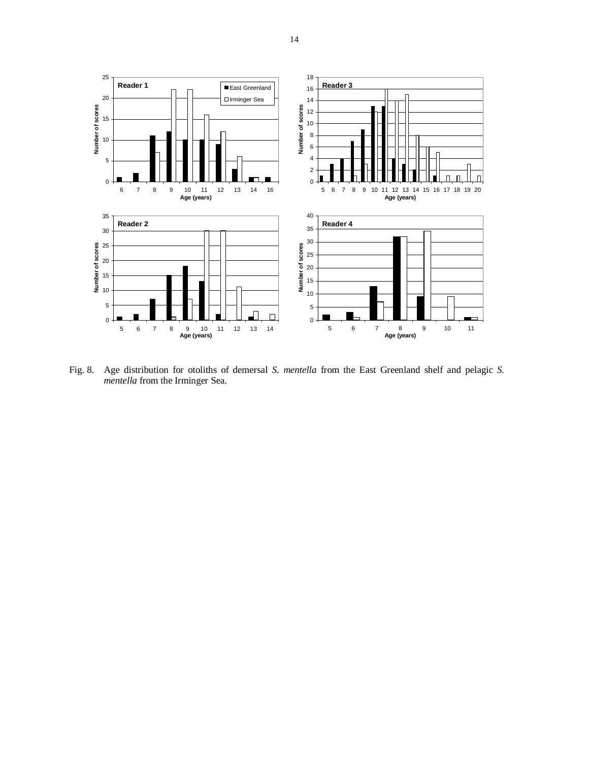Reader 1

East Greenland

Irminger Sea

Number of scores

25
20
15
10
5
0

6 7 8 9 10 11 12 13 14 16

Age (years)

Reader 3

Number of scores

18
16
14
12
10
8
6
4
2
0

5 6 7 8 9 10 11 12 13 14 15 16 17 18 19 20

Age (years)

Reader 2

Number of scores

35
30
25
20
15
10
5
0

5 6 7 8 9 10 11 12 13 14

Age (years)

Reader 4

Number of scores

40
35
30
25
20
15
10
5
0

5 6 7 8 9 10 11

Age (years)

Fig. 8. Age distribution for otoliths of demersal *S. mentella* from the East Greenland shelf and pelagic *S. mentella* from the Irminger Sea.